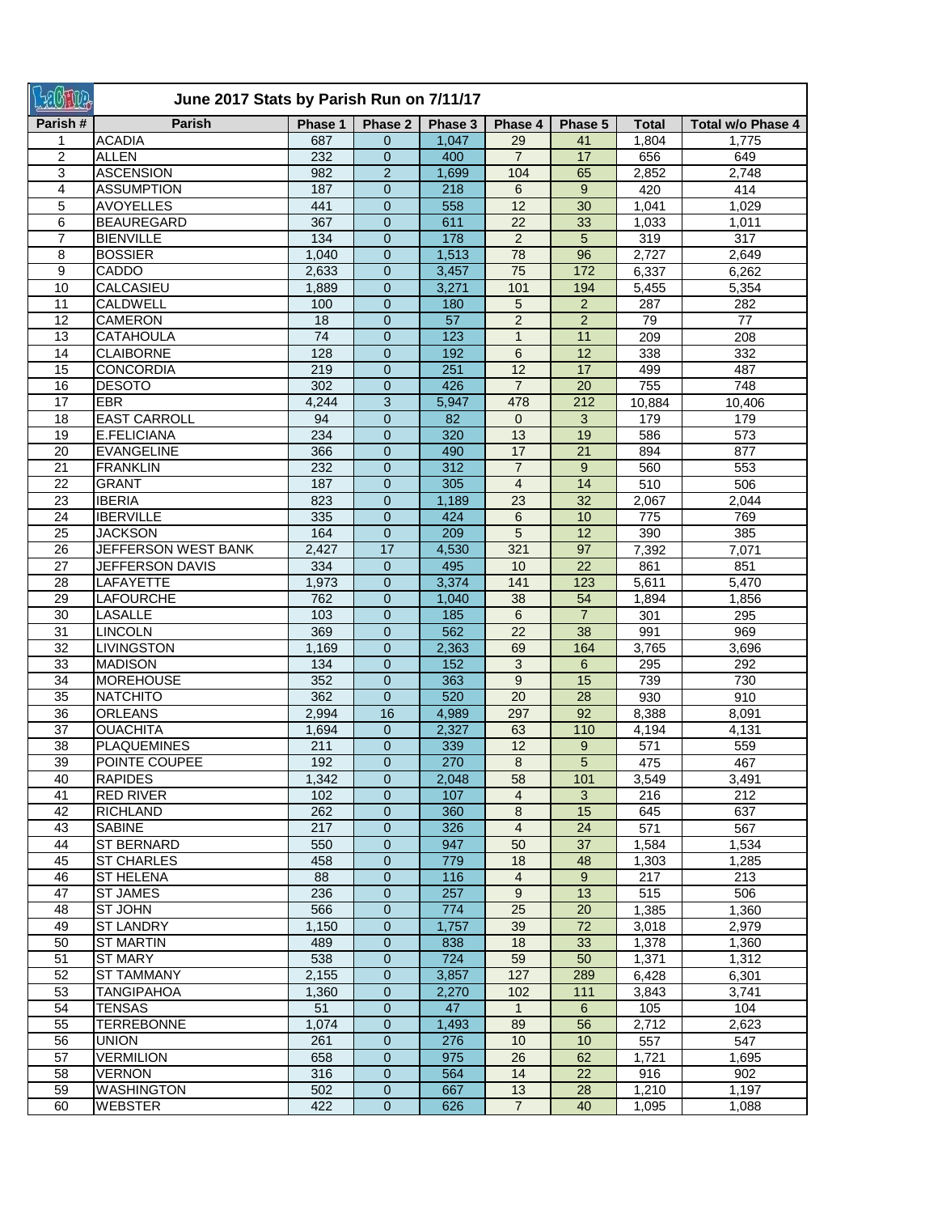# June 2017 Stats by Parish Run on 7/11/17

| Parish # | Parish | Phase 1 | Phase 2 | Phase 3 | Phase 4 | Phase 5 | Total | Total w/o Phase 4 |
|---|---|---|---|---|---|---|---|---|
| 1 | ACADIA | 687 | 0 | 1,047 | 29 | 41 | 1,804 | 1,775 |
| 2 | ALLEN | 232 | 0 | 400 | 7 | 17 | 656 | 649 |
| 3 | ASCENSION | 982 | 2 | 1,699 | 104 | 65 | 2,852 | 2,748 |
| 4 | ASSUMPTION | 187 | 0 | 218 | 6 | 9 | 420 | 414 |
| 5 | AVOYELLES | 441 | 0 | 558 | 12 | 30 | 1,041 | 1,029 |
| 6 | BEAUREGARD | 367 | 0 | 611 | 22 | 33 | 1,033 | 1,011 |
| 7 | BIENVILLE | 134 | 0 | 178 | 2 | 5 | 319 | 317 |
| 8 | BOSSIER | 1,040 | 0 | 1,513 | 78 | 96 | 2,727 | 2,649 |
| 9 | CADDO | 2,633 | 0 | 3,457 | 75 | 172 | 6,337 | 6,262 |
| 10 | CALCASIEU | 1,889 | 0 | 3,271 | 101 | 194 | 5,455 | 5,354 |
| 11 | CALDWELL | 100 | 0 | 180 | 5 | 2 | 287 | 282 |
| 12 | CAMERON | 18 | 0 | 57 | 2 | 2 | 79 | 77 |
| 13 | CATAHOULA | 74 | 0 | 123 | 1 | 11 | 209 | 208 |
| 14 | CLAIBORNE | 128 | 0 | 192 | 6 | 12 | 338 | 332 |
| 15 | CONCORDIA | 219 | 0 | 251 | 12 | 17 | 499 | 487 |
| 16 | DESOTO | 302 | 0 | 426 | 7 | 20 | 755 | 748 |
| 17 | EBR | 4,244 | 3 | 5,947 | 478 | 212 | 10,884 | 10,406 |
| 18 | EAST CARROLL | 94 | 0 | 82 | 0 | 3 | 179 | 179 |
| 19 | E.FELICIANA | 234 | 0 | 320 | 13 | 19 | 586 | 573 |
| 20 | EVANGELINE | 366 | 0 | 490 | 17 | 21 | 894 | 877 |
| 21 | FRANKLIN | 232 | 0 | 312 | 7 | 9 | 560 | 553 |
| 22 | GRANT | 187 | 0 | 305 | 4 | 14 | 510 | 506 |
| 23 | IBERIA | 823 | 0 | 1,189 | 23 | 32 | 2,067 | 2,044 |
| 24 | IBERVILLE | 335 | 0 | 424 | 6 | 10 | 775 | 769 |
| 25 | JACKSON | 164 | 0 | 209 | 5 | 12 | 390 | 385 |
| 26 | JEFFERSON WEST BANK | 2,427 | 17 | 4,530 | 321 | 97 | 7,392 | 7,071 |
| 27 | JEFFERSON DAVIS | 334 | 0 | 495 | 10 | 22 | 861 | 851 |
| 28 | LAFAYETTE | 1,973 | 0 | 3,374 | 141 | 123 | 5,611 | 5,470 |
| 29 | LAFOURCHE | 762 | 0 | 1,040 | 38 | 54 | 1,894 | 1,856 |
| 30 | LASALLE | 103 | 0 | 185 | 6 | 7 | 301 | 295 |
| 31 | LINCOLN | 369 | 0 | 562 | 22 | 38 | 991 | 969 |
| 32 | LIVINGSTON | 1,169 | 0 | 2,363 | 69 | 164 | 3,765 | 3,696 |
| 33 | MADISON | 134 | 0 | 152 | 3 | 6 | 295 | 292 |
| 34 | MOREHOUSE | 352 | 0 | 363 | 9 | 15 | 739 | 730 |
| 35 | NATCHITO | 362 | 0 | 520 | 20 | 28 | 930 | 910 |
| 36 | ORLEANS | 2,994 | 16 | 4,989 | 297 | 92 | 8,388 | 8,091 |
| 37 | OUACHITA | 1,694 | 0 | 2,327 | 63 | 110 | 4,194 | 4,131 |
| 38 | PLAQUEMINES | 211 | 0 | 339 | 12 | 9 | 571 | 559 |
| 39 | POINTE COUPEE | 192 | 0 | 270 | 8 | 5 | 475 | 467 |
| 40 | RAPIDES | 1,342 | 0 | 2,048 | 58 | 101 | 3,549 | 3,491 |
| 41 | RED RIVER | 102 | 0 | 107 | 4 | 3 | 216 | 212 |
| 42 | RICHLAND | 262 | 0 | 360 | 8 | 15 | 645 | 637 |
| 43 | SABINE | 217 | 0 | 326 | 4 | 24 | 571 | 567 |
| 44 | ST BERNARD | 550 | 0 | 947 | 50 | 37 | 1,584 | 1,534 |
| 45 | ST CHARLES | 458 | 0 | 779 | 18 | 48 | 1,303 | 1,285 |
| 46 | ST HELENA | 88 | 0 | 116 | 4 | 9 | 217 | 213 |
| 47 | ST JAMES | 236 | 0 | 257 | 9 | 13 | 515 | 506 |
| 48 | ST JOHN | 566 | 0 | 774 | 25 | 20 | 1,385 | 1,360 |
| 49 | ST LANDRY | 1,150 | 0 | 1,757 | 39 | 72 | 3,018 | 2,979 |
| 50 | ST MARTIN | 489 | 0 | 838 | 18 | 33 | 1,378 | 1,360 |
| 51 | ST MARY | 538 | 0 | 724 | 59 | 50 | 1,371 | 1,312 |
| 52 | ST TAMMANY | 2,155 | 0 | 3,857 | 127 | 289 | 6,428 | 6,301 |
| 53 | TANGIPAHOA | 1,360 | 0 | 2,270 | 102 | 111 | 3,843 | 3,741 |
| 54 | TENSAS | 51 | 0 | 47 | 1 | 6 | 105 | 104 |
| 55 | TERREBONNE | 1,074 | 0 | 1,493 | 89 | 56 | 2,712 | 2,623 |
| 56 | UNION | 261 | 0 | 276 | 10 | 10 | 557 | 547 |
| 57 | VERMILION | 658 | 0 | 975 | 26 | 62 | 1,721 | 1,695 |
| 58 | VERNON | 316 | 0 | 564 | 14 | 22 | 916 | 902 |
| 59 | WASHINGTON | 502 | 0 | 667 | 13 | 28 | 1,210 | 1,197 |
| 60 | WEBSTER | 422 | 0 | 626 | 7 | 40 | 1,095 | 1,088 |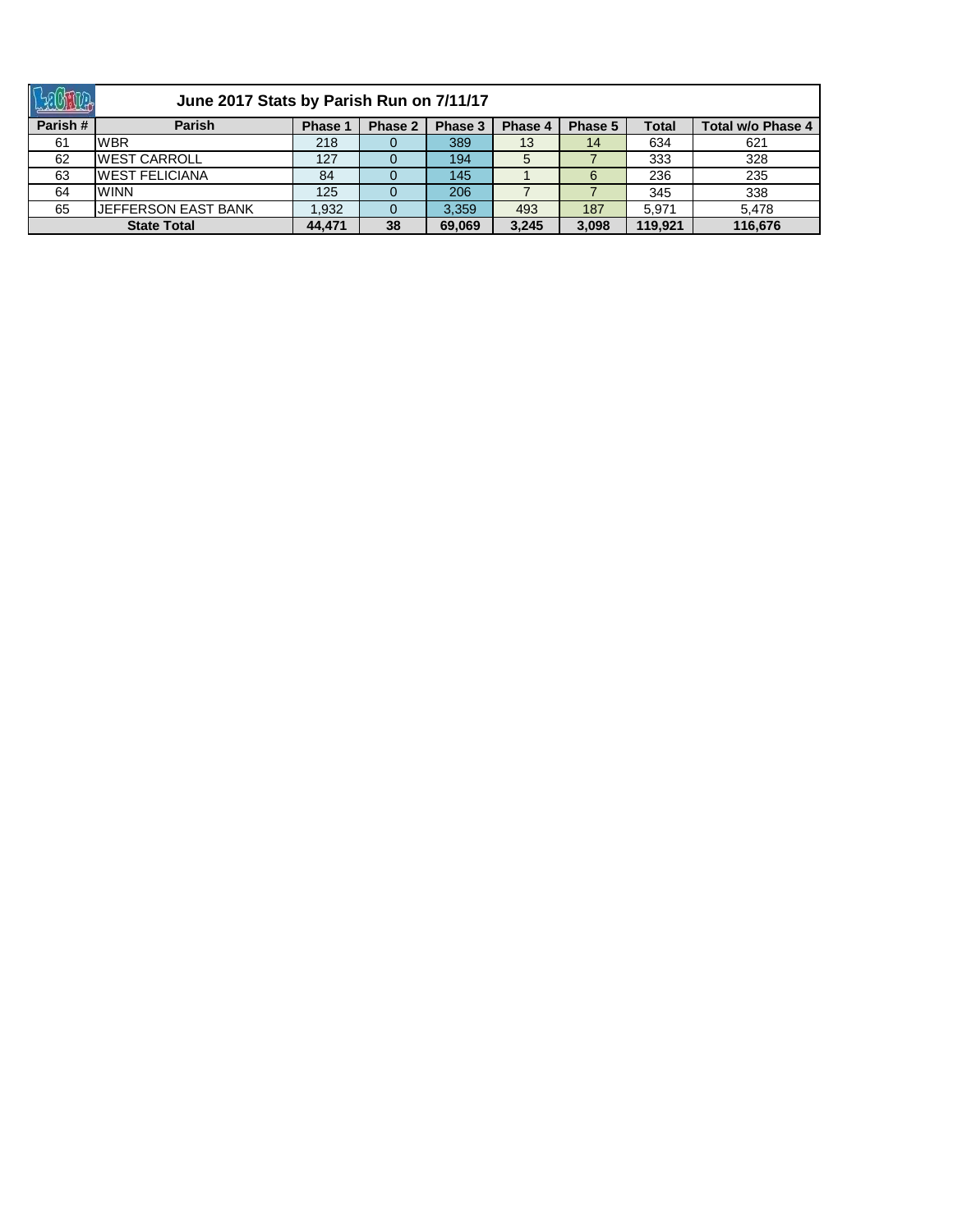## June 2017 Stats by Parish Run on 7/11/17

| Parish # | Parish | Phase 1 | Phase 2 | Phase 3 | Phase 4 | Phase 5 | Total | Total w/o Phase 4 |
|---|---|---|---|---|---|---|---|---|
| 61 | WBR | 218 | 0 | 389 | 13 | 14 | 634 | 621 |
| 62 | WEST CARROLL | 127 | 0 | 194 | 5 | 7 | 333 | 328 |
| 63 | WEST FELICIANA | 84 | 0 | 145 | 1 | 6 | 236 | 235 |
| 64 | WINN | 125 | 0 | 206 | 7 | 7 | 345 | 338 |
| 65 | JEFFERSON EAST BANK | 1,932 | 0 | 3,359 | 493 | 187 | 5,971 | 5,478 |
| **State Total** | | **44,471** | **38** | **69,069** | **3,245** | **3,098** | **119,921** | **116,676** |